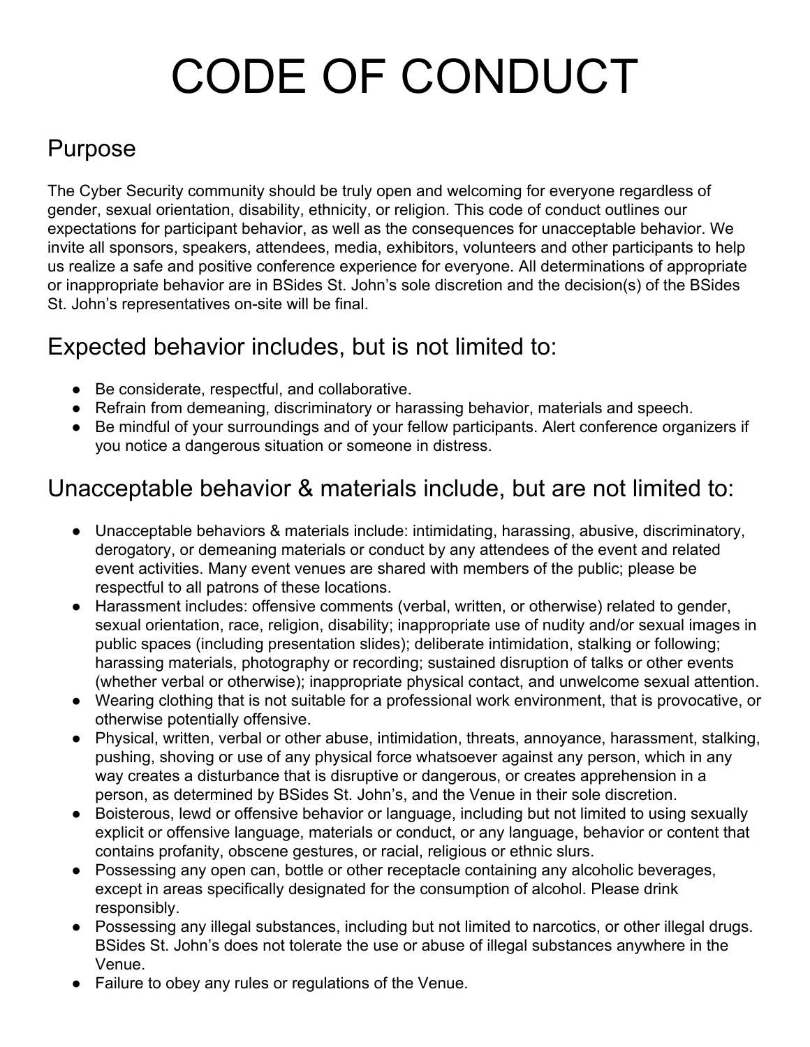# CODE OF CONDUCT

## Purpose

The Cyber Security community should be truly open and welcoming for everyone regardless of gender, sexual orientation, disability, ethnicity, or religion. This code of conduct outlines our expectations for participant behavior, as well as the consequences for unacceptable behavior. We invite all sponsors, speakers, attendees, media, exhibitors, volunteers and other participants to help us realize a safe and positive conference experience for everyone. All determinations of appropriate or inappropriate behavior are in BSides St. John's sole discretion and the decision(s) of the BSides St. John's representatives on-site will be final.

## Expected behavior includes, but is not limited to:

- Be considerate, respectful, and collaborative.
- Refrain from demeaning, discriminatory or harassing behavior, materials and speech.
- Be mindful of your surroundings and of your fellow participants. Alert conference organizers if you notice a dangerous situation or someone in distress.

## Unacceptable behavior & materials include, but are not limited to:

- Unacceptable behaviors & materials include: intimidating, harassing, abusive, discriminatory, derogatory, or demeaning materials or conduct by any attendees of the event and related event activities. Many event venues are shared with members of the public; please be respectful to all patrons of these locations.
- Harassment includes: offensive comments (verbal, written, or otherwise) related to gender, sexual orientation, race, religion, disability; inappropriate use of nudity and/or sexual images in public spaces (including presentation slides); deliberate intimidation, stalking or following; harassing materials, photography or recording; sustained disruption of talks or other events (whether verbal or otherwise); inappropriate physical contact, and unwelcome sexual attention.
- Wearing clothing that is not suitable for a professional work environment, that is provocative, or otherwise potentially offensive.
- Physical, written, verbal or other abuse, intimidation, threats, annoyance, harassment, stalking, pushing, shoving or use of any physical force whatsoever against any person, which in any way creates a disturbance that is disruptive or dangerous, or creates apprehension in a person, as determined by BSides St. John's, and the Venue in their sole discretion.
- Boisterous, lewd or offensive behavior or language, including but not limited to using sexually explicit or offensive language, materials or conduct, or any language, behavior or content that contains profanity, obscene gestures, or racial, religious or ethnic slurs.
- Possessing any open can, bottle or other receptacle containing any alcoholic beverages, except in areas specifically designated for the consumption of alcohol. Please drink responsibly.
- Possessing any illegal substances, including but not limited to narcotics, or other illegal drugs. BSides St. John's does not tolerate the use or abuse of illegal substances anywhere in the Venue.
- Failure to obey any rules or regulations of the Venue.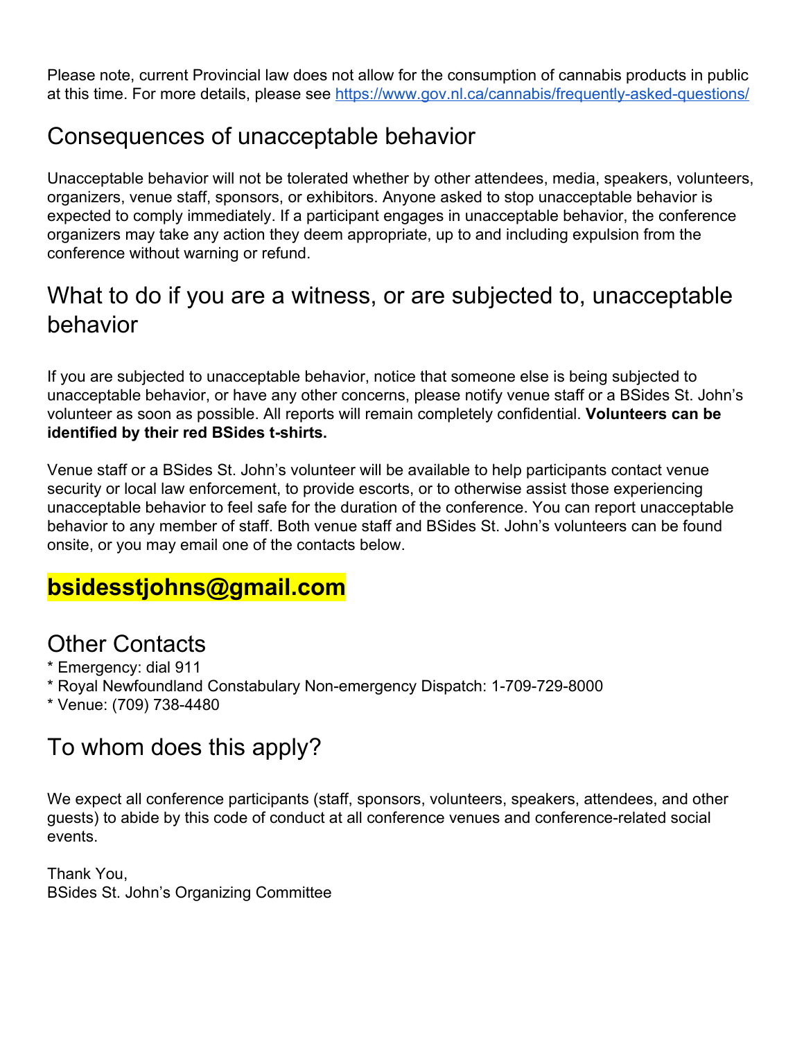Please note, current Provincial law does not allow for the consumption of cannabis products in public at this time. For more details, please see [https://www.gov.nl.ca/cannabis/frequently-asked-questions/](https://www.gov.nl.ca/cannabis/frequently-asked-questions/)

## Consequences of unacceptable behavior

Unacceptable behavior will not be tolerated whether by other attendees, media, speakers, volunteers, organizers, venue staff, sponsors, or exhibitors. Anyone asked to stop unacceptable behavior is expected to comply immediately. If a participant engages in unacceptable behavior, the conference organizers may take any action they deem appropriate, up to and including expulsion from the conference without warning or refund.

## What to do if you are a witness, or are subjected to, unacceptable behavior

If you are subjected to unacceptable behavior, notice that someone else is being subjected to unacceptable behavior, or have any other concerns, please notify venue staff or a BSides St. John's volunteer as soon as possible. All reports will remain completely confidential. **Volunteers can be identified by their red BSides t-shirts.**

Venue staff or a BSides St. John's volunteer will be available to help participants contact venue security or local law enforcement, to provide escorts, or to otherwise assist those experiencing unacceptable behavior to feel safe for the duration of the conference. You can report unacceptable behavior to any member of staff. Both venue staff and BSides St. John's volunteers can be found onsite, or you may email one of the contacts below.

## **bsidesstjohns@gmail.com**

## Other Contacts

* Emergency: dial 911
* Royal Newfoundland Constabulary Non-emergency Dispatch: 1-709-729-8000
* Venue: (709) 738-4480

## To whom does this apply?

We expect all conference participants (staff, sponsors, volunteers, speakers, attendees, and other guests) to abide by this code of conduct at all conference venues and conference-related social events.

Thank You,
BSides St. John's Organizing Committee